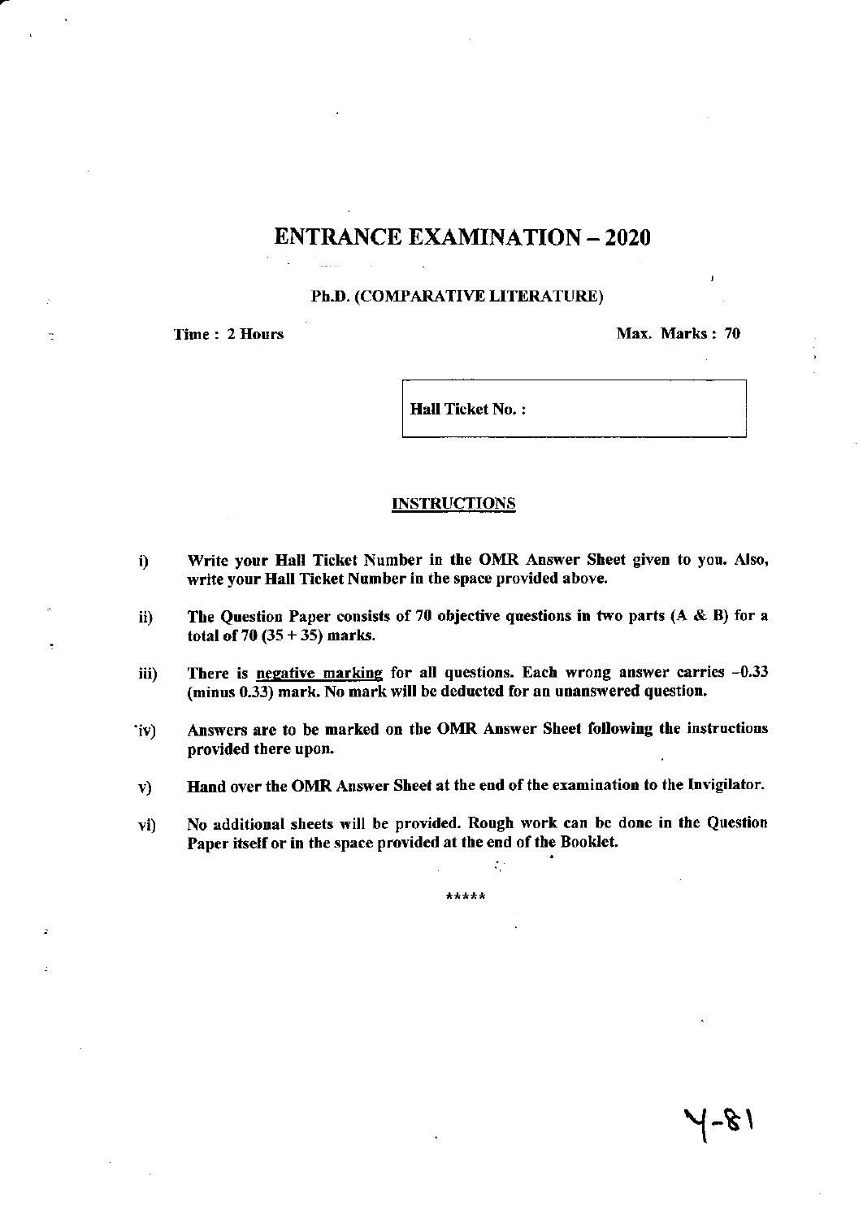# ENTRANCE EXAMINATION – 2020

**Ph.D. (COMPARATIVE LITERATURE)**

**Time : 2 Hours** **Max. Marks : 70**

**Hall Ticket No. :**

## INSTRUCTIONS

i) **Write your Hall Ticket Number in the OMR Answer Sheet given to you. Also, write your Hall Ticket Number in the space provided above.**

ii) **The Question Paper consists of 70 objective questions in two parts (A & B) for a total of 70 (35 + 35) marks.**

iii) **There is negative marking for all questions. Each wrong answer carries –0.33 (minus 0.33) mark. No mark will be deducted for an unanswered question.**

iv) **Answers are to be marked on the OMR Answer Sheet following the instructions provided there upon.**

v) **Hand over the OMR Answer Sheet at the end of the examination to the Invigilator.**

vi) **No additional sheets will be provided. Rough work can be done in the Question Paper itself or in the space provided at the end of the Booklet.**

*****

Y-81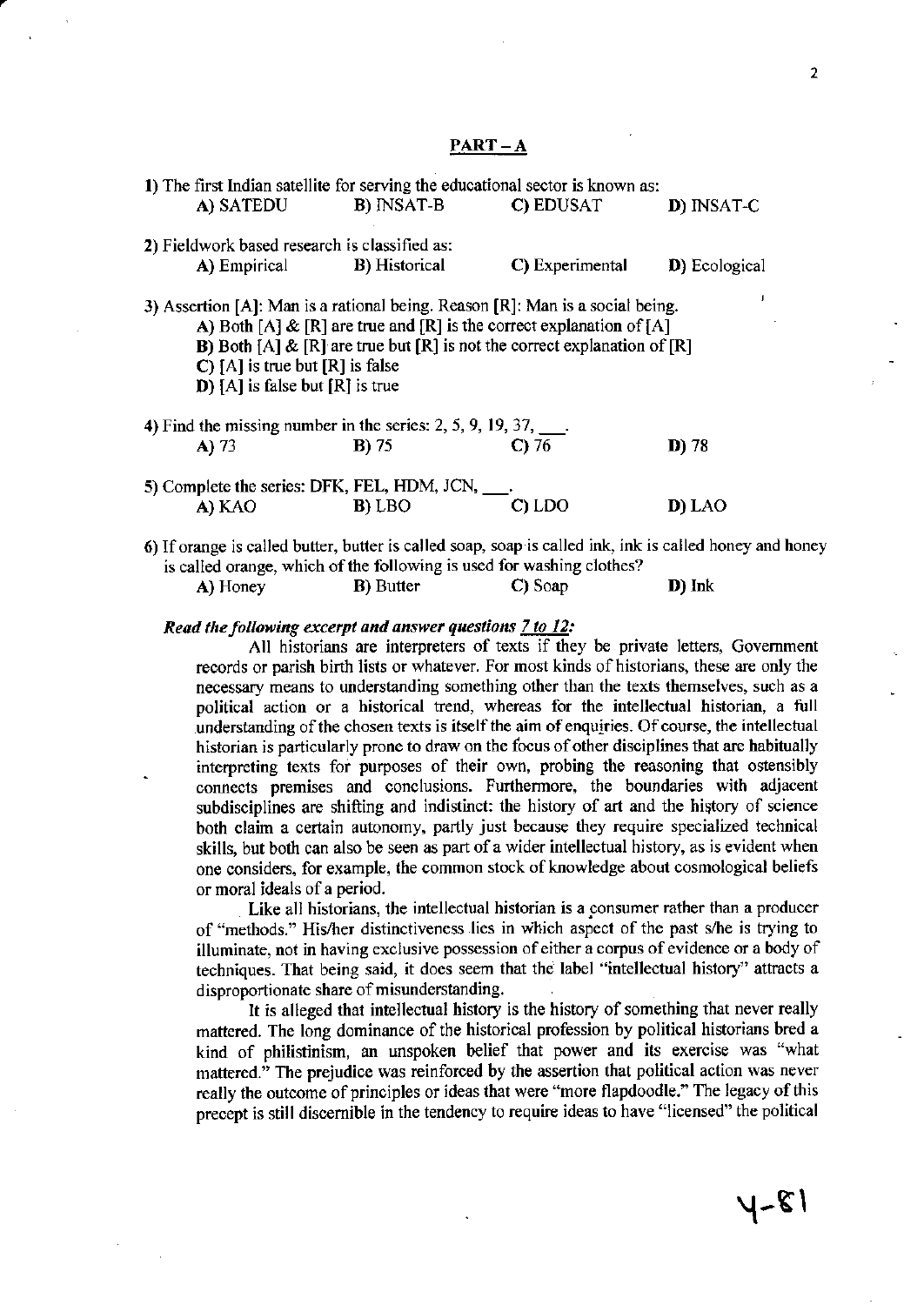## PART – A

1) The first Indian satellite for serving the educational sector is known as:

A) SATEDU B) INSAT-B C) EDUSAT D) INSAT-C

2) Fieldwork based research is classified as:

A) Empirical B) Historical C) Experimental D) Ecological

3) Assertion [A]: Man is a rational being. Reason [R]: Man is a social being.

A) Both [A] & [R] are true and [R] is the correct explanation of [A]

B) Both [A] & [R] are true but [R] is not the correct explanation of [R]

C) [A] is true but [R] is false

D) [A] is false but [R] is true

4) Find the missing number in the series: 2, 5, 9, 19, 37, ___.

A) 73 B) 75 C) 76 D) 78

5) Complete the series: DFK, FEL, HDM, JCN, ___.

A) KAO B) LBO C) LDO D) LAO

6) If orange is called butter, butter is called soap, soap is called ink, ink is called honey and honey is called orange, which of the following is used for washing clothes?

A) Honey B) Butter C) Soap D) Ink

***Read the following excerpt and answer questions 7 to 12:***

All historians are interpreters of texts if they be private letters, Government records or parish birth lists or whatever. For most kinds of historians, these are only the necessary means to understanding something other than the texts themselves, such as a political action or a historical trend, whereas for the intellectual historian, a full understanding of the chosen texts is itself the aim of enquiries. Of course, the intellectual historian is particularly prone to draw on the focus of other disciplines that are habitually interpreting texts for purposes of their own, probing the reasoning that ostensibly connects premises and conclusions. Furthermore, the boundaries with adjacent subdisciplines are shifting and indistinct: the history of art and the history of science both claim a certain autonomy, partly just because they require specialized technical skills, but both can also be seen as part of a wider intellectual history, as is evident when one considers, for example, the common stock of knowledge about cosmological beliefs or moral ideals of a period.

Like all historians, the intellectual historian is a consumer rather than a producer of "methods." His/her distinctiveness lies in which aspect of the past s/he is trying to illuminate, not in having exclusive possession of either a corpus of evidence or a body of techniques. That being said, it does seem that the label "intellectual history" attracts a disproportionate share of misunderstanding.

It is alleged that intellectual history is the history of something that never really mattered. The long dominance of the historical profession by political historians bred a kind of philistinism, an unspoken belief that power and its exercise was "what mattered." The prejudice was reinforced by the assertion that political action was never really the outcome of principles or ideas that were "more flapdoodle." The legacy of this precept is still discernible in the tendency to require ideas to have "licensed" the political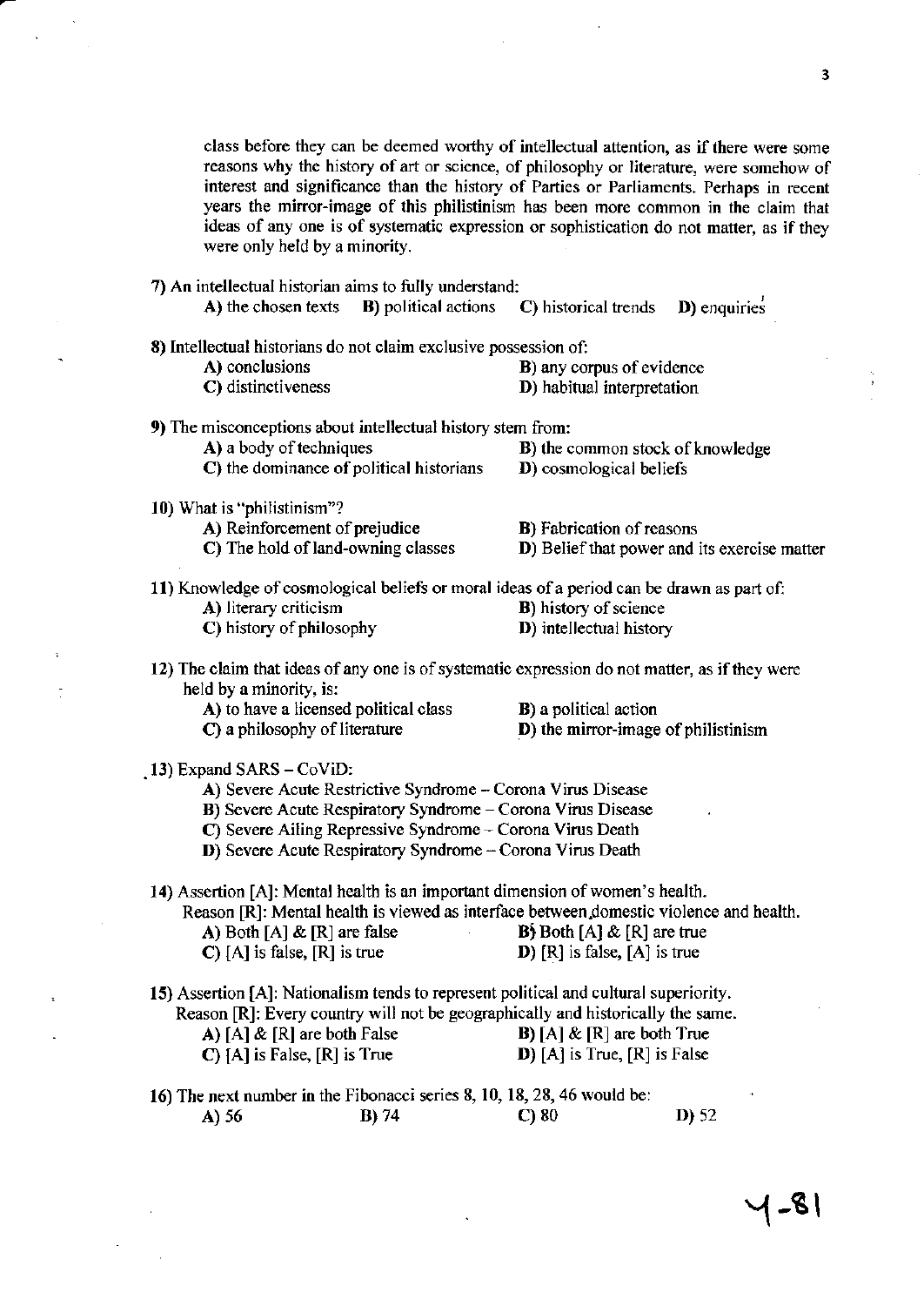class before they can be deemed worthy of intellectual attention, as if there were some reasons why the history of art or science, of philosophy or literature, were somehow of interest and significance than the history of Parties or Parliaments. Perhaps in recent years the mirror-image of this philistinism has been more common in the claim that ideas of any one is of systematic expression or sophistication do not matter, as if they were only held by a minority.

7) An intellectual historian aims to fully understand:

A) the chosen texts  B) political actions  C) historical trends  D) enquiries

8) Intellectual historians do not claim exclusive possession of:

A) conclusions  B) any corpus of evidence
C) distinctiveness  D) habitual interpretation

9) The misconceptions about intellectual history stem from:

A) a body of techniques  B) the common stock of knowledge
C) the dominance of political historians  D) cosmological beliefs

10) What is "philistinism"?

A) Reinforcement of prejudice  B) Fabrication of reasons
C) The hold of land-owning classes  D) Belief that power and its exercise matter

11) Knowledge of cosmological beliefs or moral ideas of a period can be drawn as part of:

A) literary criticism  B) history of science
C) history of philosophy  D) intellectual history

12) The claim that ideas of any one is of systematic expression do not matter, as if they were held by a minority, is:

A) to have a licensed political class  B) a political action
C) a philosophy of literature  D) the mirror-image of philistinism

13) Expand SARS – CoViD:

A) Severe Acute Restrictive Syndrome – Corona Virus Disease
B) Severe Acute Respiratory Syndrome – Corona Virus Disease
C) Severe Ailing Repressive Syndrome – Corona Virus Death
D) Severe Acute Respiratory Syndrome – Corona Virus Death

14) Assertion [A]: Mental health is an important dimension of women's health.
Reason [R]: Mental health is viewed as interface between domestic violence and health.

A) Both [A] & [R] are false  B) Both [A] & [R] are true
C) [A] is false, [R] is true  D) [R] is false, [A] is true

15) Assertion [A]: Nationalism tends to represent political and cultural superiority.
Reason [R]: Every country will not be geographically and historically the same.

A) [A] & [R] are both False  B) [A] & [R] are both True
C) [A] is False, [R] is True  D) [A] is True, [R] is False

16) The next number in the Fibonacci series 8, 10, 18, 28, 46 would be:

A) 56  B) 74  C) 80  D) 52

Y-81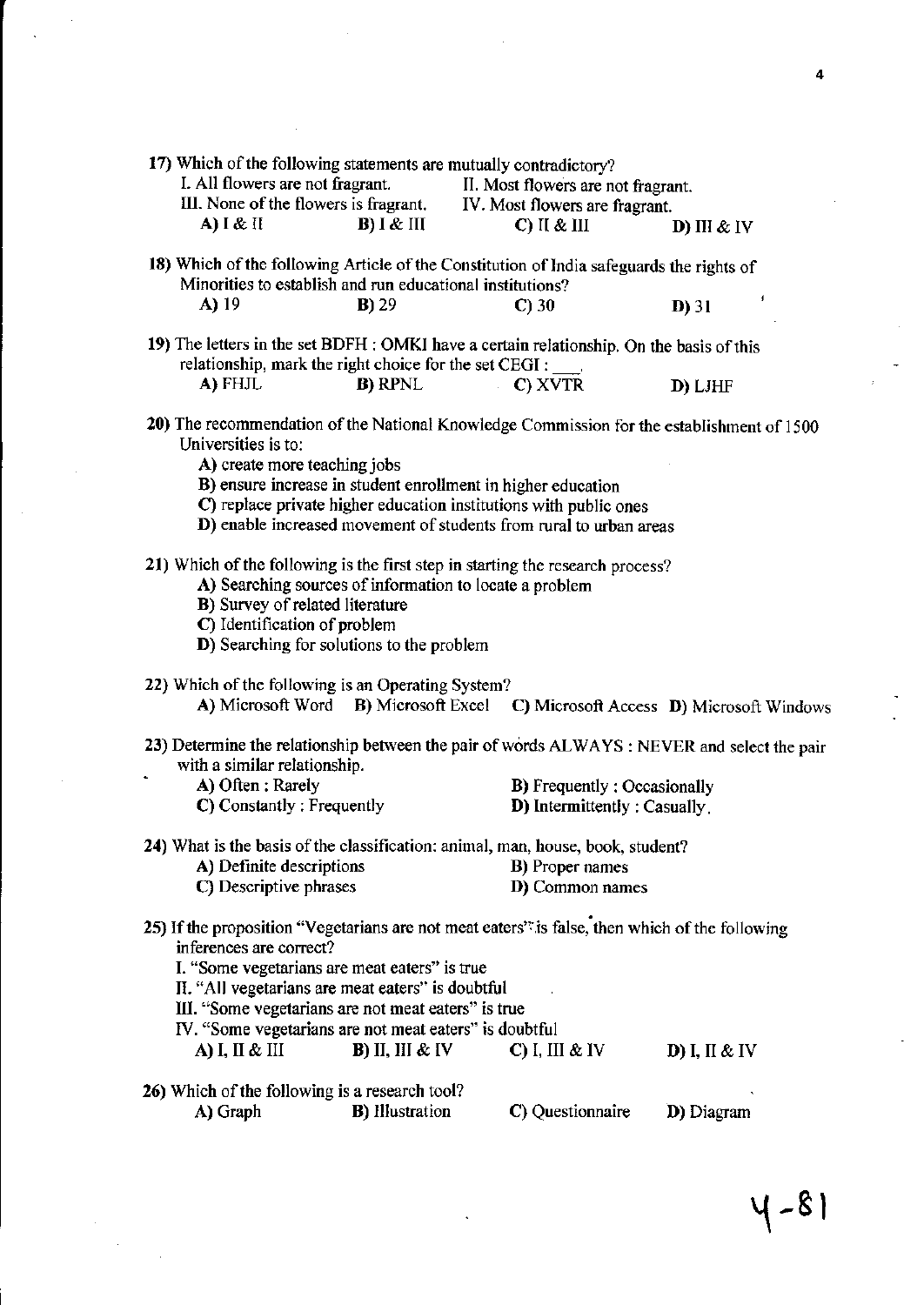17) Which of the following statements are mutually contradictory?

I. All flowers are not fragrant. II. Most flowers are not fragrant.

III. None of the flowers is fragrant. IV. Most flowers are fragrant.

**A)** I & II **B)** I & III **C)** II & III **D)** III & IV

18) Which of the following Article of the Constitution of India safeguards the rights of Minorities to establish and run educational institutions?

**A)** 19 **B)** 29 **C)** 30 **D)** 31

19) The letters in the set BDFH : OMKI have a certain relationship. On the basis of this relationship, mark the right choice for the set CEGI : ___.

**A)** FHJL **B)** RPNL **C)** XVTR **D)** LJHF

20) The recommendation of the National Knowledge Commission for the establishment of 1500 Universities is to:

**A)** create more teaching jobs

**B)** ensure increase in student enrollment in higher education

**C)** replace private higher education institutions with public ones

**D)** enable increased movement of students from rural to urban areas

21) Which of the following is the first step in starting the research process?

**A)** Searching sources of information to locate a problem

**B)** Survey of related literature

**C)** Identification of problem

**D)** Searching for solutions to the problem

22) Which of the following is an Operating System?

**A)** Microsoft Word **B)** Microsoft Excel **C)** Microsoft Access **D)** Microsoft Windows

23) Determine the relationship between the pair of words ALWAYS : NEVER and select the pair with a similar relationship.

**A)** Often : Rarely **B)** Frequently : Occasionally

**C)** Constantly : Frequently **D)** Intermittently : Casually.

24) What is the basis of the classification: animal, man, house, book, student?

**A)** Definite descriptions **B)** Proper names

**C)** Descriptive phrases **D)** Common names

25) If the proposition "Vegetarians are not meat eaters" is false, then which of the following inferences are correct?

I. "Some vegetarians are meat eaters" is true

II. "All vegetarians are meat eaters" is doubtful

III. "Some vegetarians are not meat eaters" is true

IV. "Some vegetarians are not meat eaters" is doubtful

**A)** I, II & III **B)** II, III & IV **C)** I, III & IV **D)** I, II & IV

26) Which of the following is a research tool?

**A)** Graph **B)** Illustration **C)** Questionnaire **D)** Diagram

Y-81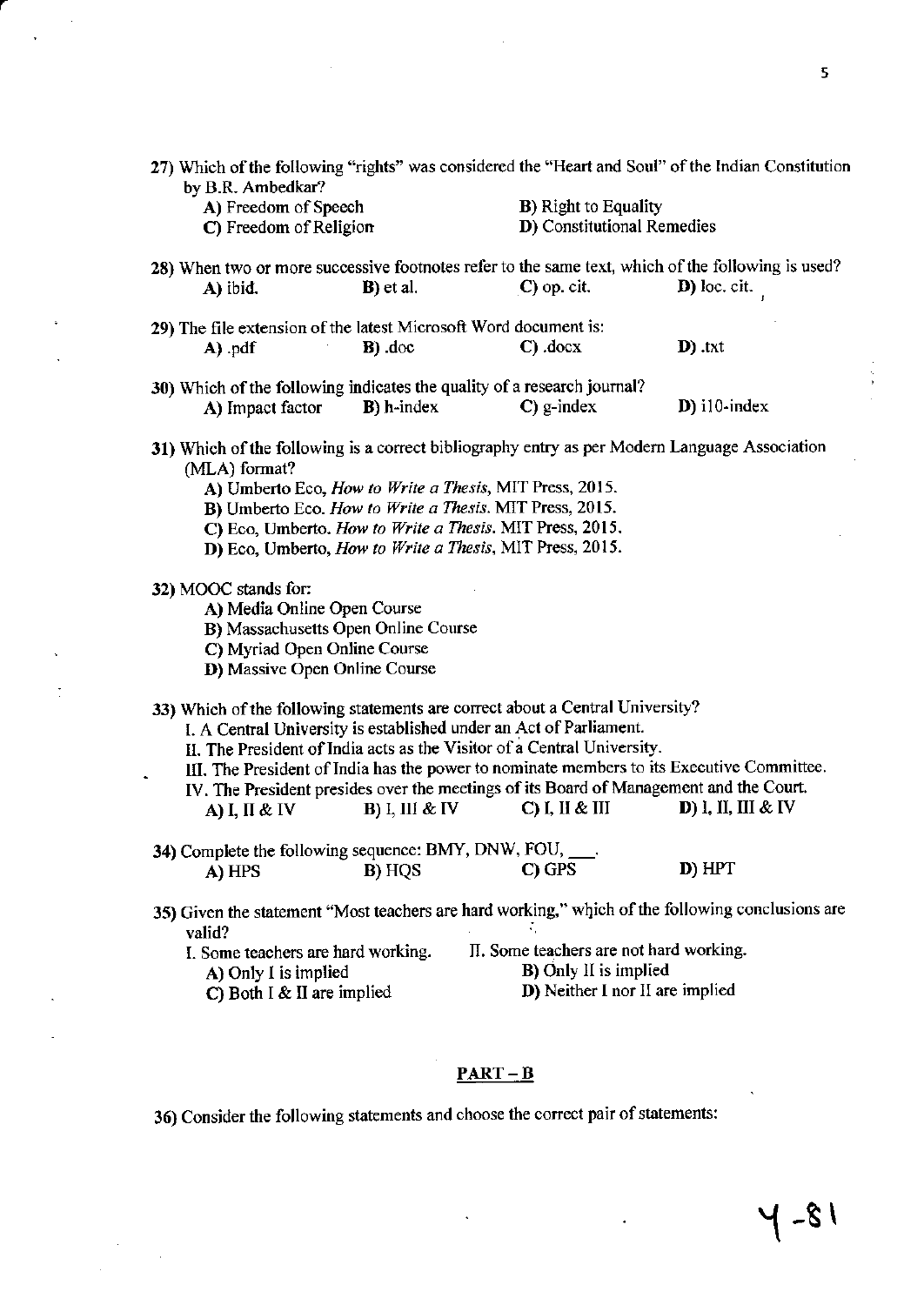27) Which of the following "rights" was considered the "Heart and Soul" of the Indian Constitution by B.R. Ambedkar?

A) Freedom of Speech
B) Right to Equality
C) Freedom of Religion
D) Constitutional Remedies

28) When two or more successive footnotes refer to the same text, which of the following is used?

A) ibid.
B) et al.
C) op. cit.
D) loc. cit.

29) The file extension of the latest Microsoft Word document is:

A) .pdf
B) .doc
C) .docx
D) .txt

30) Which of the following indicates the quality of a research journal?

A) Impact factor
B) h-index
C) g-index
D) i10-index

31) Which of the following is a correct bibliography entry as per Modern Language Association (MLA) format?

A) Umberto Eco, *How to Write a Thesis*, MIT Press, 2015.
B) Umberto Eco. *How to Write a Thesis*. MIT Press, 2015.
C) Eco, Umberto. *How to Write a Thesis*. MIT Press, 2015.
D) Eco, Umberto, *How to Write a Thesis*, MIT Press, 2015.

32) MOOC stands for:

A) Media Online Open Course
B) Massachusetts Open Online Course
C) Myriad Open Online Course
D) Massive Open Online Course

33) Which of the following statements are correct about a Central University?

I. A Central University is established under an Act of Parliament.
II. The President of India acts as the Visitor of a Central University.
III. The President of India has the power to nominate members to its Executive Committee.
IV. The President presides over the meetings of its Board of Management and the Court.

A) I, II & IV
B) I, III & IV
C) I, II & III
D) I, II, III & IV

34) Complete the following sequence: BMY, DNW, FOU, \_\_\_.

A) HPS
B) HQS
C) GPS
D) HPT

35) Given the statement "Most teachers are hard working," which of the following conclusions are valid?

I. Some teachers are hard working.
II. Some teachers are not hard working.

A) Only I is implied
B) Only II is implied
C) Both I & II are implied
D) Neither I nor II are implied

## PART – B

36) Consider the following statements and choose the correct pair of statements: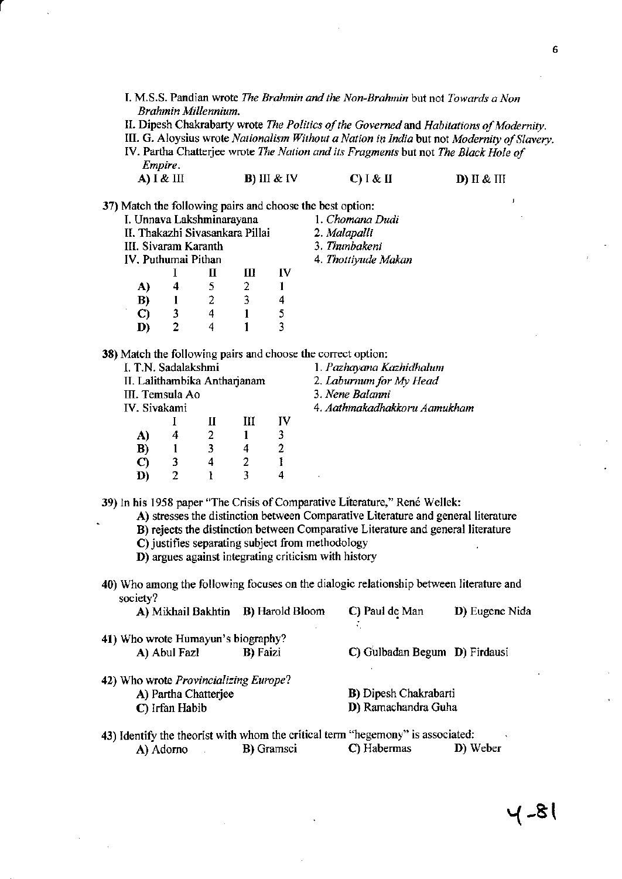I. M.S.S. Pandian wrote *The Brahmin and the Non-Brahmin* but not *Towards a Non Brahmin Millennium.*

II. Dipesh Chakrabarty wrote *The Politics of the Governed* and *Habitations of Modernity.*

III. G. Aloysius wrote *Nationalism Without a Nation in India* but not *Modernity of Slavery.*

IV. Partha Chatterjee wrote *The Nation and its Fragments* but not *The Black Hole of Empire.*

A) I & III &emsp; B) III & IV &emsp; C) I & II &emsp; D) II & III

37) Match the following pairs and choose the best option:

I. Unnava Lakshminarayana &emsp; 1. *Chomana Dudi*
II. Thakazhi Sivasankara Pillai &emsp; 2. *Malapalli*
III. Sivaram Karanth &emsp; 3. *Thunbakeni*
IV. Puthumai Pithan &emsp; 4. *Thottiyude Makan*

| | I | II | III | IV |
|---|---|---|---|---|
| A) | 4 | 5 | 2 | 1 |
| B) | 1 | 2 | 3 | 4 |
| C) | 3 | 4 | 1 | 5 |
| D) | 2 | 4 | 1 | 3 |

38) Match the following pairs and choose the correct option:

I. T.N. Sadalakshmi &emsp; 1. *Pazhayana Kazhidhalum*
II. Lalithambika Antharjanam &emsp; 2. *Laburnum for My Head*
III. Temsula Ao &emsp; 3. *Nene Balanni*
IV. Sivakami &emsp; 4. *Aathmakadhakkoru Aamukham*

| | I | II | III | IV |
|---|---|---|---|---|
| A) | 4 | 2 | 1 | 3 |
| B) | 1 | 3 | 4 | 2 |
| C) | 3 | 4 | 2 | 1 |
| D) | 2 | 1 | 3 | 4 |

39) In his 1958 paper "The Crisis of Comparative Literature," René Wellek:

A) stresses the distinction between Comparative Literature and general literature
B) rejects the distinction between Comparative Literature and general literature
C) justifies separating subject from methodology
D) argues against integrating criticism with history

40) Who among the following focuses on the dialogic relationship between literature and society?

A) Mikhail Bakhtin &emsp; B) Harold Bloom &emsp; C) Paul de Man &emsp; D) Eugene Nida

41) Who wrote Humayun's biography?

A) Abul Fazl &emsp; B) Faizi &emsp; C) Gulbadan Begum &emsp; D) Firdausi

42) Who wrote *Provincializing Europe*?

A) Partha Chatterjee &emsp; B) Dipesh Chakrabarti
C) Irfan Habib &emsp; D) Ramachandra Guha

43) Identify the theorist with whom the critical term "hegemony" is associated:

A) Adorno &emsp; B) Gramsci &emsp; C) Habermas &emsp; D) Weber

4-81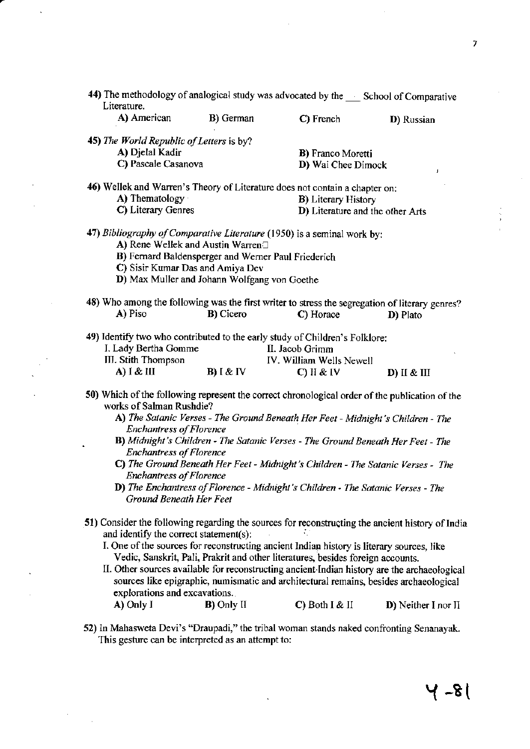44) The methodology of analogical study was advocated by the ___ School of Comparative Literature.

A) American B) German C) French D) Russian

45) *The World Republic of Letters* is by?

A) Djelal Kadir
B) Franco Moretti
C) Pascale Casanova
D) Wai Chee Dimock

46) Wellek and Warren's Theory of Literature does not contain a chapter on:

A) Thematology
B) Literary History
C) Literary Genres
D) Literature and the other Arts

47) *Bibliography of Comparative Literature* (1950) is a seminal work by:

A) Rene Wellek and Austin Warren
B) Fernard Baldensperger and Werner Paul Friederich
C) Sisir Kumar Das and Amiya Dev
D) Max Muller and Johann Wolfgang von Goethe

48) Who among the following was the first writer to stress the segregation of literary genres?

A) Piso B) Cicero C) Horace D) Plato

49) Identify two who contributed to the early study of Children's Folklore:

I. Lady Bertha Gomme
II. Jacob Grimm
III. Stith Thompson
IV. William Wells Newell

A) I & III B) I & IV C) II & IV D) II & III

50) Which of the following represent the correct chronological order of the publication of the works of Salman Rushdie?

A) *The Satanic Verses - The Ground Beneath Her Feet - Midnight's Children - The Enchantress of Florence*
B) *Midnight's Children - The Satanic Verses - The Ground Beneath Her Feet - The Enchantress of Florence*
C) *The Ground Beneath Her Feet - Midnight's Children - The Satanic Verses - The Enchantress of Florence*
D) *The Enchantress of Florence - Midnight's Children - The Satanic Verses - The Ground Beneath Her Feet*

51) Consider the following regarding the sources for reconstructing the ancient history of India and identify the correct statement(s):

I. One of the sources for reconstructing ancient Indian history is literary sources, like Vedic, Sanskrit, Pali, Prakrit and other literatures, besides foreign accounts.
II. Other sources available for reconstructing ancient Indian history are the archaeological sources like epigraphic, numismatic and architectural remains, besides archaeological explorations and excavations.

A) Only I B) Only II C) Both I & II D) Neither I nor II

52) In Mahasweta Devi's "Draupadi," the tribal woman stands naked confronting Senanayak. This gesture can be interpreted as an attempt to: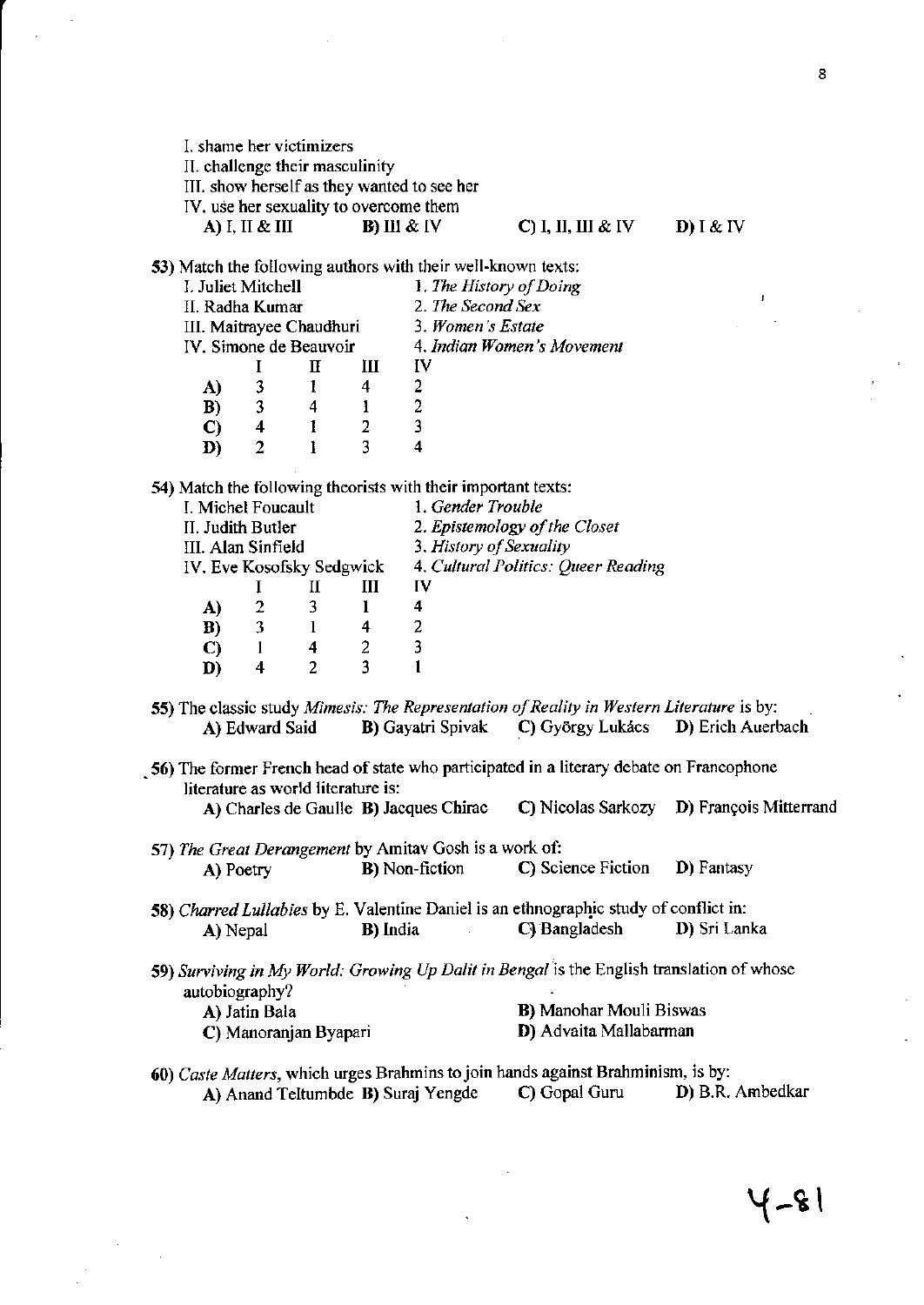I. shame her victimizers
II. challenge their masculinity
III. show herself as they wanted to see her
IV. use her sexuality to overcome them

A) I, II & III  B) III & IV  C) I, II, III & IV  D) I & IV

53) Match the following authors with their well-known texts:

I. Juliet Mitchell — 1. *The History of Doing*
II. Radha Kumar — 2. *The Second Sex*
III. Maitrayee Chaudhuri — 3. *Women's Estate*
IV. Simone de Beauvoir — 4. *Indian Women's Movement*

|  | I | II | III | IV |
|---|---|---|---|---|
| A) | 3 | 1 | 4 | 2 |
| B) | 3 | 4 | 1 | 2 |
| C) | 4 | 1 | 2 | 3 |
| D) | 2 | 1 | 3 | 4 |

54) Match the following theorists with their important texts:

I. Michel Foucault — 1. *Gender Trouble*
II. Judith Butler — 2. *Epistemology of the Closet*
III. Alan Sinfield — 3. *History of Sexuality*
IV. Eve Kosofsky Sedgwick — 4. *Cultural Politics: Queer Reading*

|  | I | II | III | IV |
|---|---|---|---|---|
| A) | 2 | 3 | 1 | 4 |
| B) | 3 | 1 | 4 | 2 |
| C) | 1 | 4 | 2 | 3 |
| D) | 4 | 2 | 3 | 1 |

55) The classic study *Mimesis: The Representation of Reality in Western Literature* is by:

A) Edward Said  B) Gayatri Spivak  C) György Lukács  D) Erich Auerbach

56) The former French head of state who participated in a literary debate on Francophone literature as world literature is:

A) Charles de Gaulle  B) Jacques Chirac  C) Nicolas Sarkozy  D) François Mitterrand

57) *The Great Derangement* by Amitav Gosh is a work of:

A) Poetry  B) Non-fiction  C) Science Fiction  D) Fantasy

58) *Charred Lullabies* by E. Valentine Daniel is an ethnographic study of conflict in:

A) Nepal  B) India  C) Bangladesh  D) Sri Lanka

59) *Surviving in My World: Growing Up Dalit in Bengal* is the English translation of whose autobiography?

A) Jatin Bala  B) Manohar Mouli Biswas
C) Manoranjan Byapari  D) Advaita Mallabarman

60) *Caste Matters*, which urges Brahmins to join hands against Brahminism, is by:

A) Anand Teltumbde  B) Suraj Yengde  C) Gopal Guru  D) B.R. Ambedkar

4-81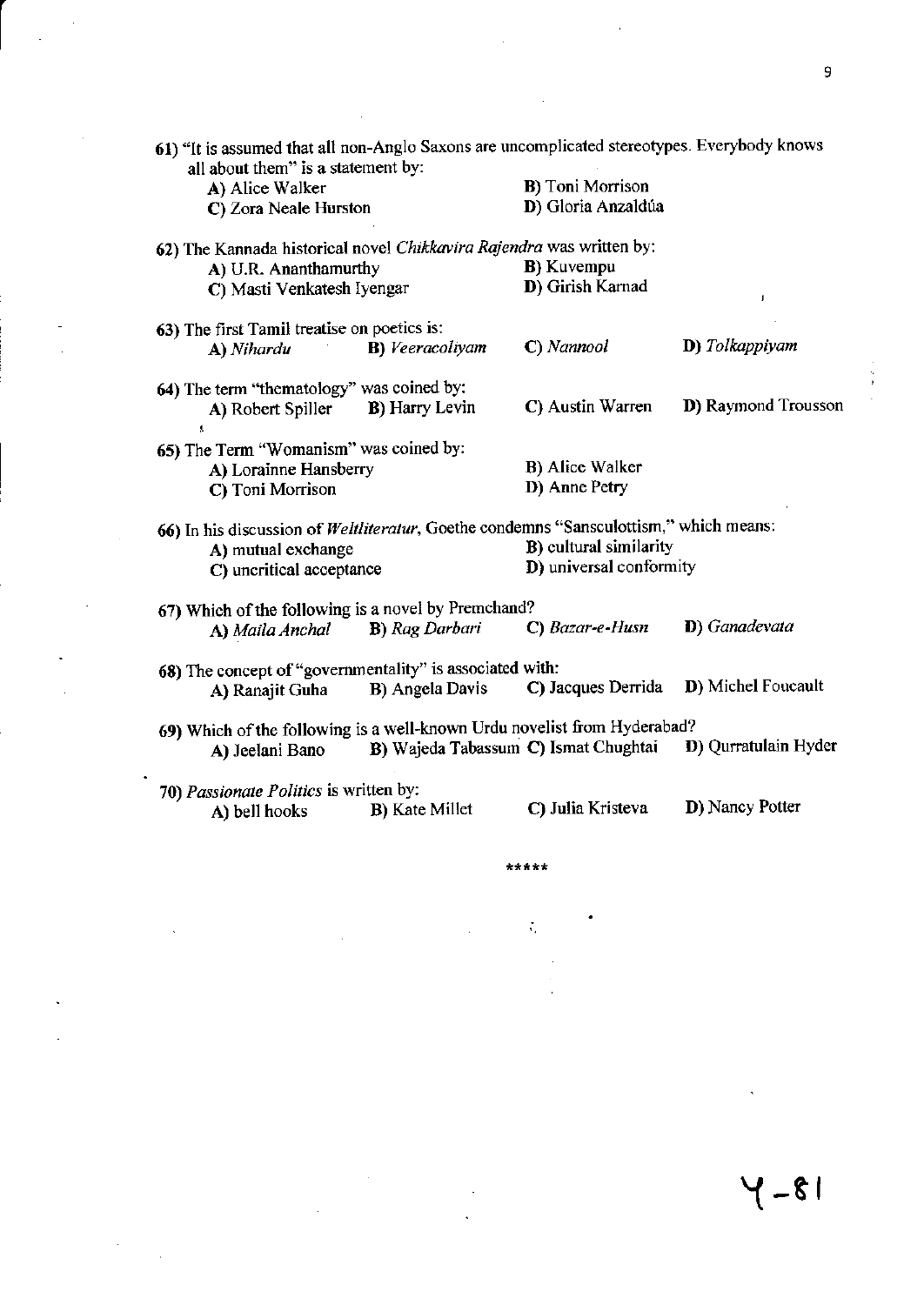61) "It is assumed that all non-Anglo Saxons are uncomplicated stereotypes. Everybody knows all about them" is a statement by:

A) Alice Walker
B) Toni Morrison
C) Zora Neale Hurston
D) Gloria Anzaldúa

62) The Kannada historical novel *Chikkavira Rajendra* was written by:

A) U.R. Ananthamurthy
B) Kuvempu
C) Masti Venkatesh Iyengar
D) Girish Karnad

63) The first Tamil treatise on poetics is:

A) *Nihardu*
B) *Veeracoliyam*
C) *Nannool*
D) *Tolkappiyam*

64) The term "thematology" was coined by:

A) Robert Spiller
B) Harry Levin
C) Austin Warren
D) Raymond Trousson

65) The Term "Womanism" was coined by:

A) Lorainne Hansberry
B) Alice Walker
C) Toni Morrison
D) Anne Petry

66) In his discussion of *Weltliteratur*, Goethe condemns "Sansculottism," which means:

A) mutual exchange
B) cultural similarity
C) uncritical acceptance
D) universal conformity

67) Which of the following is a novel by Premchand?

A) *Maila Anchal*
B) *Rag Darbari*
C) *Bazar-e-Husn*
D) *Ganadevata*

68) The concept of "governmentality" is associated with:

A) Ranajit Guha
B) Angela Davis
C) Jacques Derrida
D) Michel Foucault

69) Which of the following is a well-known Urdu novelist from Hyderabad?

A) Jeelani Bano
B) Wajeda Tabassum
C) Ismat Chughtai
D) Qurratulain Hyder

70) *Passionate Politics* is written by:

A) bell hooks
B) Kate Millet
C) Julia Kristeva
D) Nancy Potter

\*\*\*\*\*

Y-81